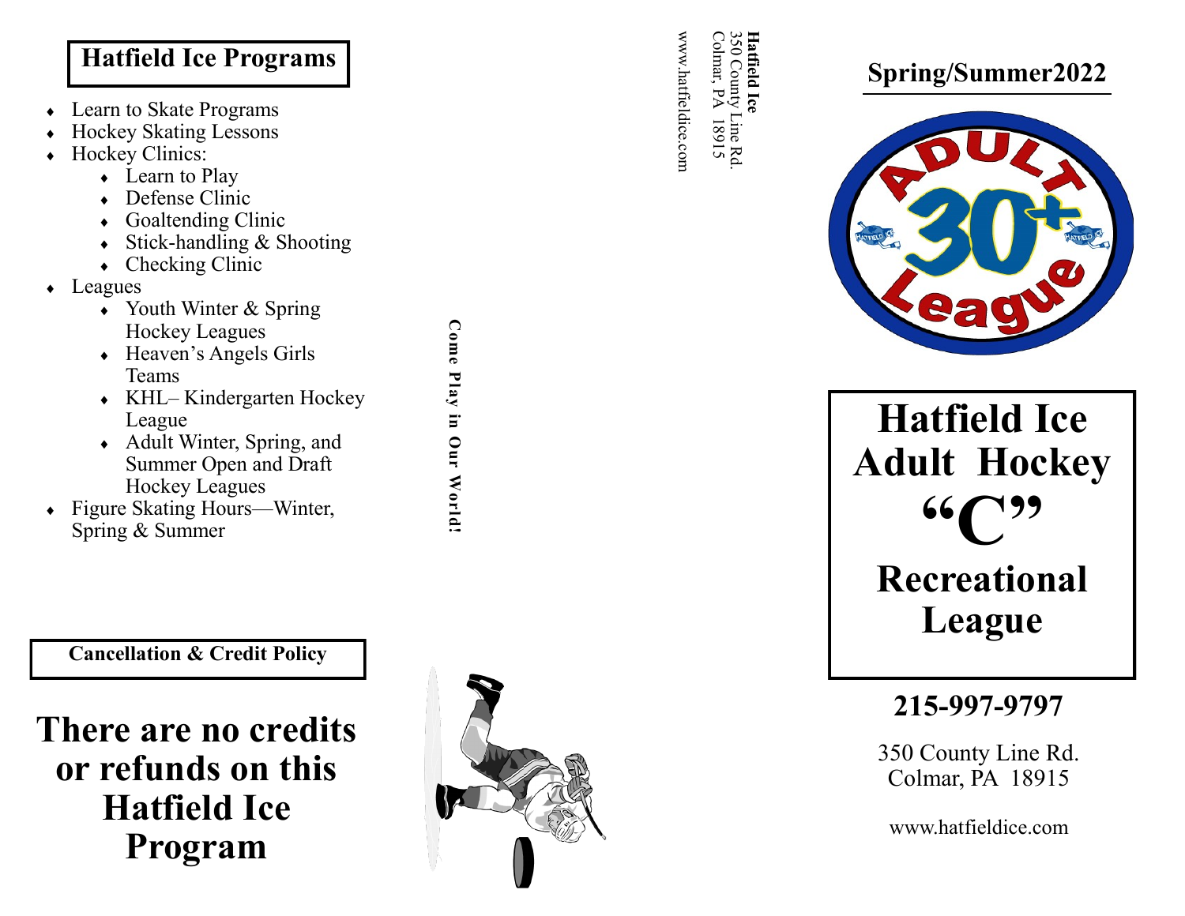## Hatfield Ice Programs

- Learn to Skate Programs
- Hockey Skating Lessons
- Hockey Clinics:
    - Learn to Play
    - Defense Clinic
    - Goaltending Clinic
    - Stick-handling & Shooting
    - Checking Clinic
- Leagues
    - Youth Winter & Spring Hockey Leagues
    - Heaven's Angels Girls Teams
    - KHL– Kindergarten Hockey League
    - Adult Winter, Spring, and Summer Open and Draft Hockey Leagues
- Figure Skating Hours—Winter, Spring & Summer

### Cancellation & Credit Policy

# There are no credits or refunds on this Hatfield Ice Program

**Come Play in Our World!**

**Hatfield Ice**
350 County Line Rd.
Colmar, PA 18915
www.hatfieldice.com

## Spring/Summer2022

ADULT 30+ League

# Hatfield Ice Adult Hockey "C" Recreational League

## 215-997-9797

350 County Line Rd.
Colmar, PA 18915

www.hatfieldice.com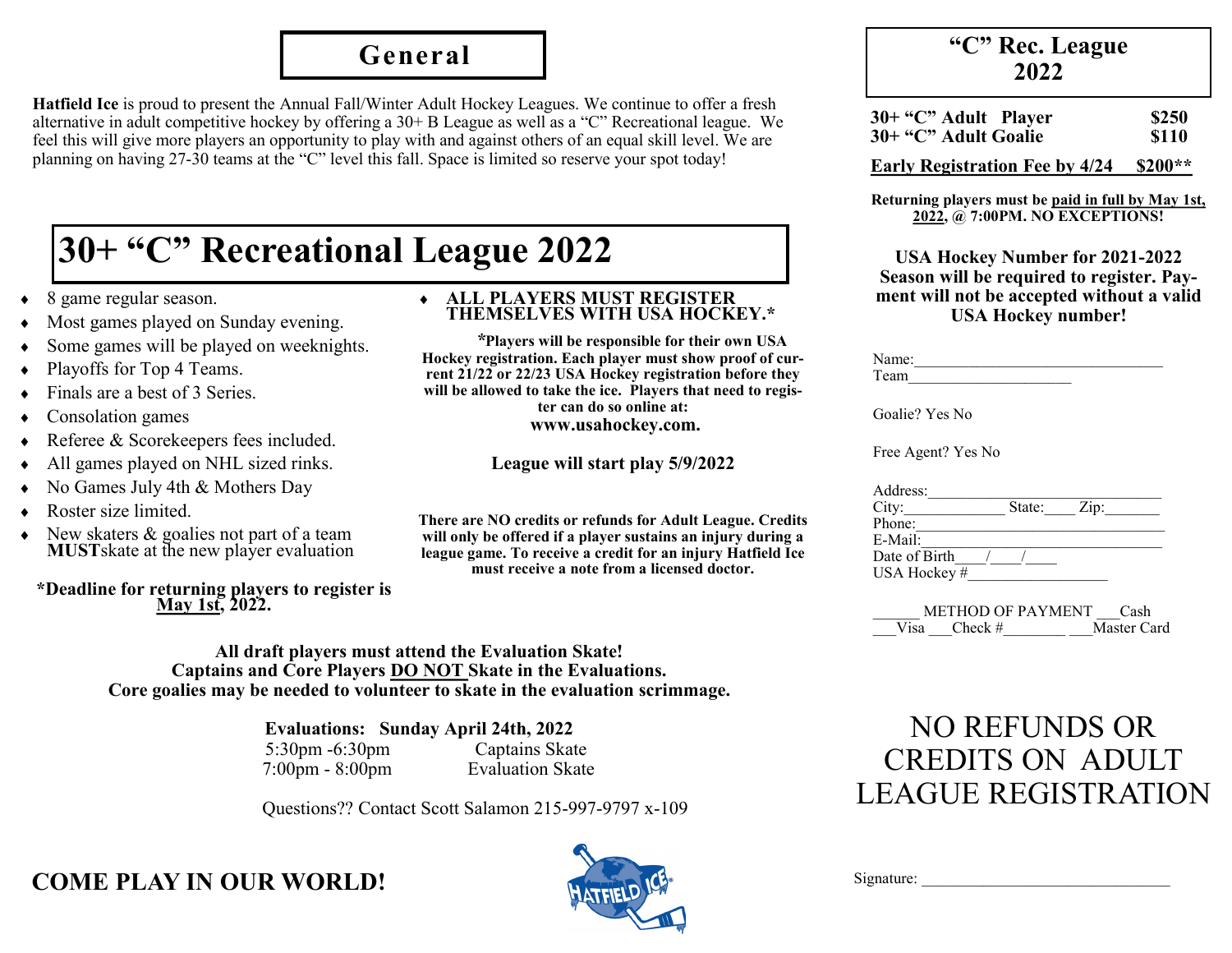## General

**Hatfield Ice** is proud to present the Annual Fall/Winter Adult Hockey Leagues. We continue to offer a fresh alternative in adult competitive hockey by offering a 30+ B League as well as a "C" Recreational league. We feel this will give more players an opportunity to play with and against others of an equal skill level. We are planning on having 27-30 teams at the "C" level this fall. Space is limited so reserve your spot today!

# 30+ "C" Recreational League 2022

- 8 game regular season.
- Most games played on Sunday evening.
- Some games will be played on weeknights.
- Playoffs for Top 4 Teams.
- Finals are a best of 3 Series.
- Consolation games
- Referee & Scorekeepers fees included.
- All games played on NHL sized rinks.
- No Games July 4th & Mothers Day
- Roster size limited.
- New skaters & goalies not part of a team **MUST**skate at the new player evaluation

**\*Deadline for returning players to register is May 1st, 2022.**

- **ALL PLAYERS MUST REGISTER THEMSELVES WITH USA HOCKEY.\***

**\*Players will be responsible for their own USA Hockey registration. Each player must show proof of current 21/22 or 22/23 USA Hockey registration before they will be allowed to take the ice. Players that need to register can do so online at: www.usahockey.com.**

**League will start play 5/9/2022**

**There are NO credits or refunds for Adult League. Credits will only be offered if a player sustains an injury during a league game. To receive a credit for an injury Hatfield Ice must receive a note from a licensed doctor.**

**All draft players must attend the Evaluation Skate!**
**Captains and Core Players DO NOT Skate in the Evaluations.**
**Core goalies may be needed to volunteer to skate in the evaluation scrimmage.**

**Evaluations: Sunday April 24th, 2022**

| | |
|---|---|
| 5:30pm -6:30pm | Captains Skate |
| 7:00pm - 8:00pm | Evaluation Skate |

Questions?? Contact Scott Salamon 215-997-9797 x-109

**COME PLAY IN OUR WORLD!**

## "C" Rec. League 2022

| | |
|---|---|
| **30+ "C" Adult Player** | **$250** |
| **30+ "C" Adult Goalie** | **$110** |
| **Early Registration Fee by 4/24** | **$200\*\*** |

**Returning players must be paid in full by May 1st, 2022, @ 7:00PM. NO EXCEPTIONS!**

**USA Hockey Number for 2021-2022 Season will be required to register. Payment will not be accepted without a valid USA Hockey number!**

Name:________________________________
Team____________________

Goalie? Yes No

Free Agent? Yes No

Address:______________________________
City:____________ State:____ Zip:_______
Phone:________________________________
E-Mail:_______________________________
Date of Birth____/____/____
USA Hockey #_________________

______ METHOD OF PAYMENT ___Cash
___Visa ___Check #________ ___Master Card

NO REFUNDS OR CREDITS ON ADULT LEAGUE REGISTRATION

Signature: ________________________________